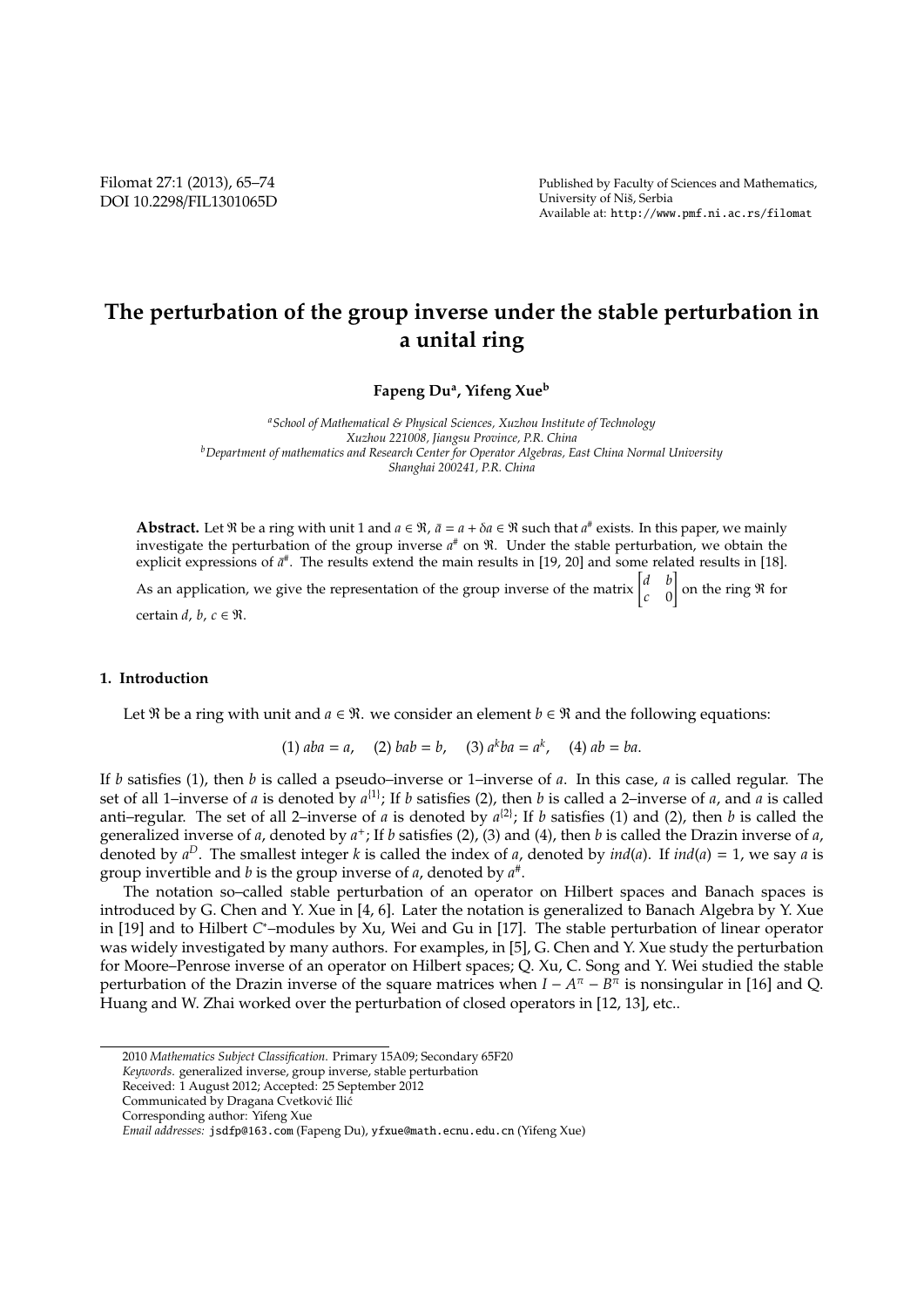# The perturbation of the group inverse under the stable perturbation in a unital ring

**Fapeng Du[a], Yifeng Xue[b]**

[a] *School of Mathematical & Physical Sciences, Xuzhou Institute of Technology Xuzhou 221008, Jiangsu Province, P.R. China*
[b] *Department of mathematics and Research Center for Operator Algebras, East China Normal University Shanghai 200241, P.R. China*

**Abstract.** Let $\mathfrak{R}$ be a ring with unit 1 and $a \in \mathfrak{R}$, $\bar{a} = a + \delta a \in \mathfrak{R}$ such that $a^{\#}$ exists. In this paper, we mainly investigate the perturbation of the group inverse $a^{\#}$ on $\mathfrak{R}$. Under the stable perturbation, we obtain the explicit expressions of $\bar{a}^{\#}$. The results extend the main results in [19, 20] and some related results in [18]. As an application, we give the representation of the group inverse of the matrix $\begin{bmatrix} d & b \\ c & 0 \end{bmatrix}$ on the ring $\mathfrak{R}$ for certain $d, b, c \in \mathfrak{R}$.

## 1. Introduction

Let $\mathfrak{R}$ be a ring with unit and $a \in \mathfrak{R}$. we consider an element $b \in \mathfrak{R}$ and the following equations:

$$(1)\ aba = a, \quad (2)\ bab = b, \quad (3)\ a^k ba = a^k, \quad (4)\ ab = ba.$$

If $b$ satisfies (1), then $b$ is called a pseudo–inverse or 1–inverse of $a$. In this case, $a$ is called regular. The set of all 1–inverse of $a$ is denoted by $a^{\{1\}}$; If $b$ satisfies (2), then $b$ is called a 2–inverse of $a$, and $a$ is called anti–regular. The set of all 2–inverse of $a$ is denoted by $a^{\{2\}}$; If $b$ satisfies (1) and (2), then $b$ is called the generalized inverse of $a$, denoted by $a^{+}$; If $b$ satisfies (2), (3) and (4), then $b$ is called the Drazin inverse of $a$, denoted by $a^{D}$. The smallest integer $k$ is called the index of $a$, denoted by $ind(a)$. If $ind(a) = 1$, we say $a$ is group invertible and $b$ is the group inverse of $a$, denoted by $a^{\#}$.

The notation so–called stable perturbation of an operator on Hilbert spaces and Banach spaces is introduced by G. Chen and Y. Xue in [4, 6]. Later the notation is generalized to Banach Algebra by Y. Xue in [19] and to Hilbert $C^*$–modules by Xu, Wei and Gu in [17]. The stable perturbation of linear operator was widely investigated by many authors. For examples, in [5], G. Chen and Y. Xue study the perturbation for Moore–Penrose inverse of an operator on Hilbert spaces; Q. Xu, C. Song and Y. Wei studied the stable perturbation of the Drazin inverse of the square matrices when $I - A^{\pi} - B^{\pi}$ is nonsingular in [16] and Q. Huang and W. Zhai worked over the perturbation of closed operators in [12, 13], etc..

---

2010 *Mathematics Subject Classification.* Primary 15A09; Secondary 65F20
*Keywords.* generalized inverse, group inverse, stable perturbation
Received: 1 August 2012; Accepted: 25 September 2012
Communicated by Dragana Cvetković Ilić
Corresponding author: Yifeng Xue
*Email addresses:* jsdfp@163.com (Fapeng Du), yfxue@math.ecnu.edu.cn (Yifeng Xue)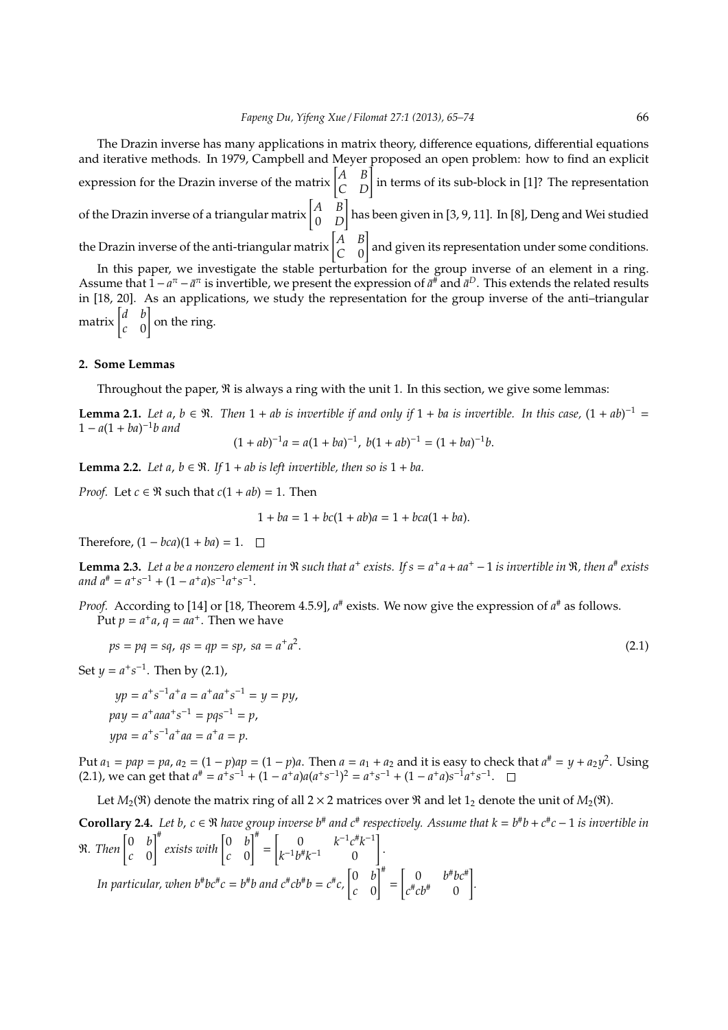The Drazin inverse has many applications in matrix theory, difference equations, differential equations and iterative methods. In 1979, Campbell and Meyer proposed an open problem: how to find an explicit expression for the Drazin inverse of the matrix $\begin{bmatrix} A & B \\ C & D \end{bmatrix}$ in terms of its sub-block in [1]? The representation of the Drazin inverse of a triangular matrix $\begin{bmatrix} A & B \\ 0 & D \end{bmatrix}$ has been given in [3, 9, 11]. In [8], Deng and Wei studied the Drazin inverse of the anti-triangular matrix $\begin{bmatrix} A & B \\ C & 0 \end{bmatrix}$ and given its representation under some conditions.

In this paper, we investigate the stable perturbation for the group inverse of an element in a ring. Assume that $1 - a^\pi - \bar{a}^\pi$ is invertible, we present the expression of $\bar{a}^\#$ and $\bar{a}^D$. This extends the related results in [18, 20]. As an applications, we study the representation for the group inverse of the anti–triangular matrix $\begin{bmatrix} d & b \\ c & 0 \end{bmatrix}$ on the ring.

## 2. Some Lemmas

Throughout the paper, $\mathfrak{R}$ is always a ring with the unit 1. In this section, we give some lemmas:

**Lemma 2.1.** *Let $a, b \in \mathfrak{R}$. Then $1 + ab$ is invertible if and only if $1 + ba$ is invertible. In this case, $(1 + ab)^{-1} = 1 - a(1 + ba)^{-1}b$ and*

$$(1 + ab)^{-1}a = a(1 + ba)^{-1}, \; b(1 + ab)^{-1} = (1 + ba)^{-1}b.$$

**Lemma 2.2.** *Let $a, b \in \mathfrak{R}$. If $1 + ab$ is left invertible, then so is $1 + ba$.*

*Proof.* Let $c \in \mathfrak{R}$ such that $c(1 + ab) = 1$. Then

$$1 + ba = 1 + bc(1 + ab)a = 1 + bca(1 + ba).$$

Therefore, $(1 - bca)(1 + ba) = 1$. □

**Lemma 2.3.** *Let $a$ be a nonzero element in $\mathfrak{R}$ such that $a^+$ exists. If $s = a^+a + aa^+ - 1$ is invertible in $\mathfrak{R}$, then $a^\#$ exists and $a^\# = a^+s^{-1} + (1 - a^+a)s^{-1}a^+s^{-1}$.*

*Proof.* According to [14] or [18, Theorem 4.5.9], $a^\#$ exists. We now give the expression of $a^\#$ as follows.

Put $p = a^+a$, $q = aa^+$. Then we have

$$ps = pq = sq, \; qs = qp = sp, \; sa = a^+a^2. \tag{2.1}$$

Set $y = a^+s^{-1}$. Then by (2.1),

$$yp = a^+s^{-1}a^+a = a^+aa^+s^{-1} = y = py,$$
$$pay = a^+aaa^+s^{-1} = pqs^{-1} = p,$$
$$ypa = a^+s^{-1}a^+aa = a^+a = p.$$

Put $a_1 = pap = pa$, $a_2 = (1 - p)ap = (1 - p)a$. Then $a = a_1 + a_2$ and it is easy to check that $a^\# = y + a_2y^2$. Using (2.1), we can get that $a^\# = a^+s^{-1} + (1 - a^+a)a(a^+s^{-1})^2 = a^+s^{-1} + (1 - a^+a)s^{-1}a^+s^{-1}$. □

Let $M_2(\mathfrak{R})$ denote the matrix ring of all $2 \times 2$ matrices over $\mathfrak{R}$ and let $1_2$ denote the unit of $M_2(\mathfrak{R})$.

**Corollary 2.4.** *Let $b, c \in \mathfrak{R}$ have group inverse $b^\#$ and $c^\#$ respectively. Assume that $k = b^\#b + c^\#c - 1$ is invertible in $\mathfrak{R}$. Then $\begin{bmatrix} 0 & b \\ c & 0 \end{bmatrix}^\#$ exists with $\begin{bmatrix} 0 & b \\ c & 0 \end{bmatrix}^\# = \begin{bmatrix} 0 & k^{-1}c^\#k^{-1} \\ k^{-1}b^\#k^{-1} & 0 \end{bmatrix}$.*

*In particular, when $b^\#bc^\#c = b^\#b$ and $c^\#cb^\#b = c^\#c$, $\begin{bmatrix} 0 & b \\ c & 0 \end{bmatrix}^\# = \begin{bmatrix} 0 & b^\#bc^\# \\ c^\#cb^\# & 0 \end{bmatrix}$.*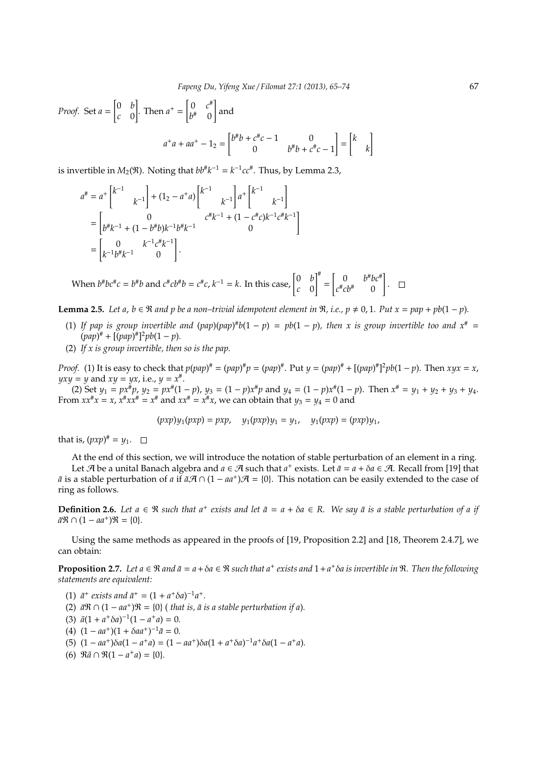*Proof.* Set $a = \begin{bmatrix} 0 & b \\ c & 0 \end{bmatrix}$. Then $a^+ = \begin{bmatrix} 0 & c^\# \\ b^\# & 0 \end{bmatrix}$ and

$$a^+a + aa^+ - 1_2 = \begin{bmatrix} b^\# b + c^\# c - 1 & 0 \\ 0 & b^\# b + c^\# c - 1 \end{bmatrix} = \begin{bmatrix} k & \\ & k \end{bmatrix}$$

is invertible in $M_2(\mathfrak{R})$. Noting that $bb^\# k^{-1} = k^{-1} cc^\#$. Thus, by Lemma 2.3,

$$\begin{aligned} a^\# &= a^+ \begin{bmatrix} k^{-1} & \\ & k^{-1} \end{bmatrix} + (1_2 - a^+a) \begin{bmatrix} k^{-1} & \\ & k^{-1} \end{bmatrix} a^+ \begin{bmatrix} k^{-1} & \\ & k^{-1} \end{bmatrix} \\ &= \begin{bmatrix} 0 & c^\# k^{-1} + (1 - c^\# c) k^{-1} c^\# k^{-1} \\ b^\# k^{-1} + (1 - b^\# b) k^{-1} b^\# k^{-1} & 0 \end{bmatrix} \\ &= \begin{bmatrix} 0 & k^{-1} c^\# k^{-1} \\ k^{-1} b^\# k^{-1} & 0 \end{bmatrix}. \end{aligned}$$

When $b^\# bc^\# c = b^\# b$ and $c^\# cb^\# b = c^\# c$, $k^{-1} = k$. In this case, $\begin{bmatrix} 0 & b \\ c & 0 \end{bmatrix}^\# = \begin{bmatrix} 0 & b^\# bc^\# \\ c^\# cb^\# & 0 \end{bmatrix}$. $\square$

**Lemma 2.5.** *Let $a, b \in \mathfrak{R}$ and $p$ be a non–trivial idempotent element in $\mathfrak{R}$, i.e., $p \neq 0, 1$. Put $x = pap + pb(1 - p)$.*

1. *If $pap$ is group invertible and $(pap)(pap)^\# b(1 - p) = pb(1 - p)$, then $x$ is group invertible too and $x^\# = (pap)^\# + [(pap)^\#]^2 pb(1 - p)$.*
2. *If $x$ is group invertible, then so is the $pap$.*

*Proof.* (1) It is easy to check that $p(pap)^\# = (pap)^\# p = (pap)^\#$. Put $y = (pap)^\# + [(pap)^\#]^2 pb(1 - p)$. Then $xyx = x$, $yxy = y$ and $xy = yx$, i.e., $y = x^\#$.

(2) Set $y_1 = px^\# p$, $y_2 = px^\#(1 - p)$, $y_3 = (1 - p)x^\# p$ and $y_4 = (1 - p)x^\#(1 - p)$. Then $x^\# = y_1 + y_2 + y_3 + y_4$. From $xx^\# x = x$, $x^\# xx^\# = x^\#$ and $xx^\# = x^\# x$, we can obtain that $y_3 = y_4 = 0$ and

$$(pxp)y_1(pxp) = pxp, \quad y_1(pxp)y_1 = y_1, \quad y_1(pxp) = (pxp)y_1,$$

that is, $(pxp)^\# = y_1$. $\square$

At the end of this section, we will introduce the notation of stable perturbation of an element in a ring.

Let $\mathcal{A}$ be a unital Banach algebra and $a \in \mathcal{A}$ such that $a^+$ exists. Let $\bar{a} = a + \delta a \in \mathcal{A}$. Recall from [19] that $\bar{a}$ is a stable perturbation of $a$ if $\bar{a}\mathcal{A} \cap (1 - aa^+)\mathcal{A} = \{0\}$. This notation can be easily extended to the case of ring as follows.

**Definition 2.6.** *Let $a \in \mathfrak{R}$ such that $a^+$ exists and let $\bar{a} = a + \delta a \in R$. We say $\bar{a}$ is a stable perturbation of $a$ if $\bar{a}\mathfrak{R} \cap (1 - aa^+)\mathfrak{R} = \{0\}$.*

Using the same methods as appeared in the proofs of [19, Proposition 2.2] and [18, Theorem 2.4.7], we can obtain:

**Proposition 2.7.** *Let $a \in \mathfrak{R}$ and $\bar{a} = a + \delta a \in \mathfrak{R}$ such that $a^+$ exists and $1 + a^+\delta a$ is invertible in $\mathfrak{R}$. Then the following statements are equivalent:*

1. *$\bar{a}^+$ exists and $\bar{a}^+ = (1 + a^+\delta a)^{-1} a^+$.*
2. *$\bar{a}\mathfrak{R} \cap (1 - aa^+)\mathfrak{R} = \{0\}$ ( that is, $\bar{a}$ is a stable perturbation if $a$).*
3. *$\bar{a}(1 + a^+\delta a)^{-1}(1 - a^+a) = 0$.*
4. *$(1 - aa^+)(1 + \delta aa^+)^{-1}\bar{a} = 0$.*
5. *$(1 - aa^+)\delta a(1 - a^+a) = (1 - aa^+)\delta a(1 + a^+\delta a)^{-1} a^+\delta a(1 - a^+a)$.*
6. *$\mathfrak{R}\bar{a} \cap \mathfrak{R}(1 - a^+a) = \{0\}$.*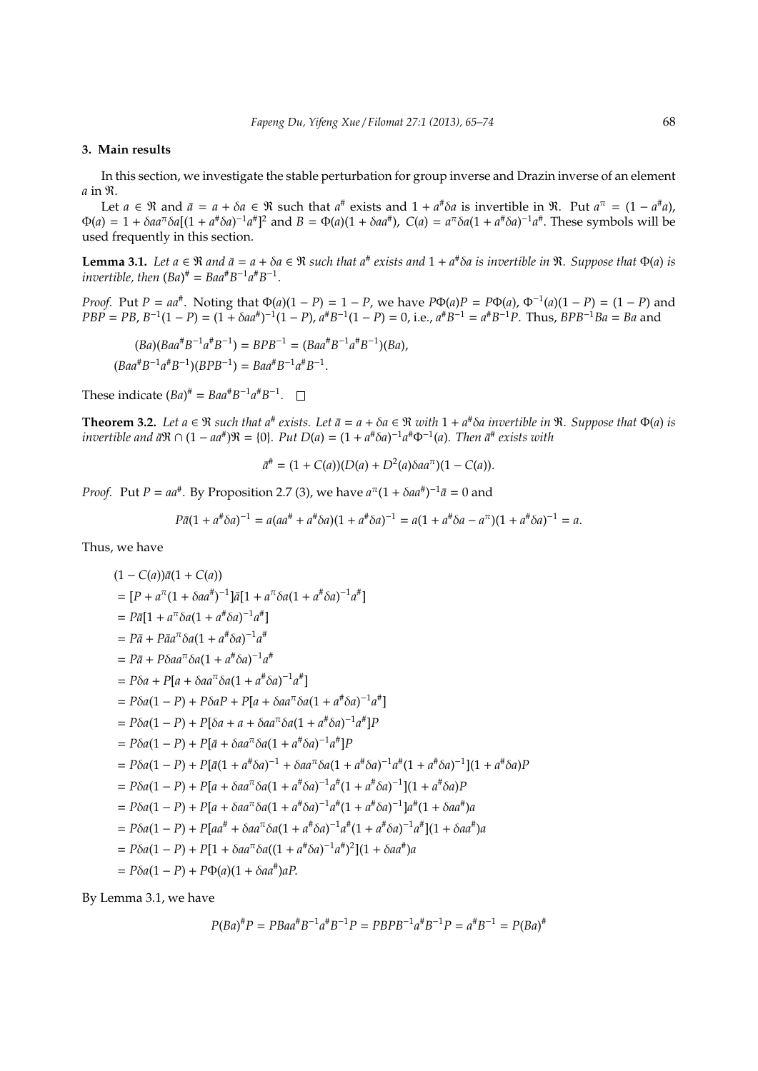## 3. Main results

In this section, we investigate the stable perturbation for group inverse and Drazin inverse of an element $a$ in $\mathfrak{R}$.

Let $a \in \mathfrak{R}$ and $\bar{a} = a + \delta a \in \mathfrak{R}$ such that $a^{\#}$ exists and $1 + a^{\#}\delta a$ is invertible in $\mathfrak{R}$. Put $a^{\pi} = (1 - a^{\#}a)$, $\Phi(a) = 1 + \delta a a^{\pi} \delta a[(1 + a^{\#}\delta a)^{-1}a^{\#}]^2$ and $B = \Phi(a)(1 + \delta a a^{\#})$, $C(a) = a^{\pi}\delta a(1 + a^{\#}\delta a)^{-1}a^{\#}$. These symbols will be used frequently in this section.

**Lemma 3.1.** *Let $a \in \mathfrak{R}$ and $\bar{a} = a + \delta a \in \mathfrak{R}$ such that $a^{\#}$ exists and $1 + a^{\#}\delta a$ is invertible in $\mathfrak{R}$. Suppose that $\Phi(a)$ is invertible, then $(Ba)^{\#} = Baa^{\#}B^{-1}a^{\#}B^{-1}$.*

*Proof.* Put $P = aa^{\#}$. Noting that $\Phi(a)(1 - P) = 1 - P$, we have $P\Phi(a)P = P\Phi(a)$, $\Phi^{-1}(a)(1 - P) = (1 - P)$ and $PBP = PB$, $B^{-1}(1 - P) = (1 + \delta a a^{\#})^{-1}(1 - P)$, $a^{\#}B^{-1}(1 - P) = 0$, i.e., $a^{\#}B^{-1} = a^{\#}B^{-1}P$. Thus, $BPB^{-1}Ba = Ba$ and

$$(Ba)(Baa^{\#}B^{-1}a^{\#}B^{-1}) = BPB^{-1} = (Baa^{\#}B^{-1}a^{\#}B^{-1})(Ba),$$
$$(Baa^{\#}B^{-1}a^{\#}B^{-1})(BPB^{-1}) = Baa^{\#}B^{-1}a^{\#}B^{-1}.$$

These indicate $(Ba)^{\#} = Baa^{\#}B^{-1}a^{\#}B^{-1}$. $\square$

**Theorem 3.2.** *Let $a \in \mathfrak{R}$ such that $a^{\#}$ exists. Let $\bar{a} = a + \delta a \in \mathfrak{R}$ with $1 + a^{\#}\delta a$ invertible in $\mathfrak{R}$. Suppose that $\Phi(a)$ is invertible and $\bar{a}\mathfrak{R} \cap (1 - aa^{\#})\mathfrak{R} = \{0\}$. Put $D(a) = (1 + a^{\#}\delta a)^{-1}a^{\#}\Phi^{-1}(a)$. Then $\bar{a}^{\#}$ exists with*

$$\bar{a}^{\#} = (1 + C(a))(D(a) + D^2(a)\delta a a^{\pi})(1 - C(a)).$$

*Proof.* Put $P = aa^{\#}$. By Proposition 2.7 (3), we have $a^{\pi}(1 + \delta a a^{\#})^{-1}\bar{a} = 0$ and

$$P\bar{a}(1 + a^{\#}\delta a)^{-1} = a(aa^{\#} + a^{\#}\delta a)(1 + a^{\#}\delta a)^{-1} = a(1 + a^{\#}\delta a - a^{\pi})(1 + a^{\#}\delta a)^{-1} = a.$$

Thus, we have

$$
\begin{aligned}
&(1 - C(a))\bar{a}(1 + C(a)) \\
&= [P + a^{\pi}(1 + \delta a a^{\#})^{-1}]\bar{a}[1 + a^{\pi}\delta a(1 + a^{\#}\delta a)^{-1}a^{\#}] \\
&= P\bar{a}[1 + a^{\pi}\delta a(1 + a^{\#}\delta a)^{-1}a^{\#}] \\
&= P\bar{a} + P\bar{a}a^{\pi}\delta a(1 + a^{\#}\delta a)^{-1}a^{\#} \\
&= P\bar{a} + P\delta a a^{\pi}\delta a(1 + a^{\#}\delta a)^{-1}a^{\#} \\
&= P\delta a + P[a + \delta a a^{\pi}\delta a(1 + a^{\#}\delta a)^{-1}a^{\#}] \\
&= P\delta a(1 - P) + P\delta a P + P[a + \delta a a^{\pi}\delta a(1 + a^{\#}\delta a)^{-1}a^{\#}] \\
&= P\delta a(1 - P) + P[\delta a + a + \delta a a^{\pi}\delta a(1 + a^{\#}\delta a)^{-1}a^{\#}]P \\
&= P\delta a(1 - P) + P[\bar{a} + \delta a a^{\pi}\delta a(1 + a^{\#}\delta a)^{-1}a^{\#}]P \\
&= P\delta a(1 - P) + P[\bar{a}(1 + a^{\#}\delta a)^{-1} + \delta a a^{\pi}\delta a(1 + a^{\#}\delta a)^{-1}a^{\#}(1 + a^{\#}\delta a)^{-1}](1 + a^{\#}\delta a)P \\
&= P\delta a(1 - P) + P[a + \delta a a^{\pi}\delta a(1 + a^{\#}\delta a)^{-1}a^{\#}(1 + a^{\#}\delta a)^{-1}](1 + a^{\#}\delta a)P \\
&= P\delta a(1 - P) + P[a + \delta a a^{\pi}\delta a(1 + a^{\#}\delta a)^{-1}a^{\#}(1 + a^{\#}\delta a)^{-1}]a^{\#}(1 + \delta a a^{\#})a \\
&= P\delta a(1 - P) + P[aa^{\#} + \delta a a^{\pi}\delta a(1 + a^{\#}\delta a)^{-1}a^{\#}(1 + a^{\#}\delta a)^{-1}a^{\#}](1 + \delta a a^{\#})a \\
&= P\delta a(1 - P) + P[1 + \delta a a^{\pi}\delta a((1 + a^{\#}\delta a)^{-1}a^{\#})^2](1 + \delta a a^{\#})a \\
&= P\delta a(1 - P) + P\Phi(a)(1 + \delta a a^{\#})aP.
\end{aligned}
$$

By Lemma 3.1, we have

$$P(Ba)^{\#}P = PBaa^{\#}B^{-1}a^{\#}B^{-1}P = PBPB^{-1}a^{\#}B^{-1}P = a^{\#}B^{-1} = P(Ba)^{\#}$$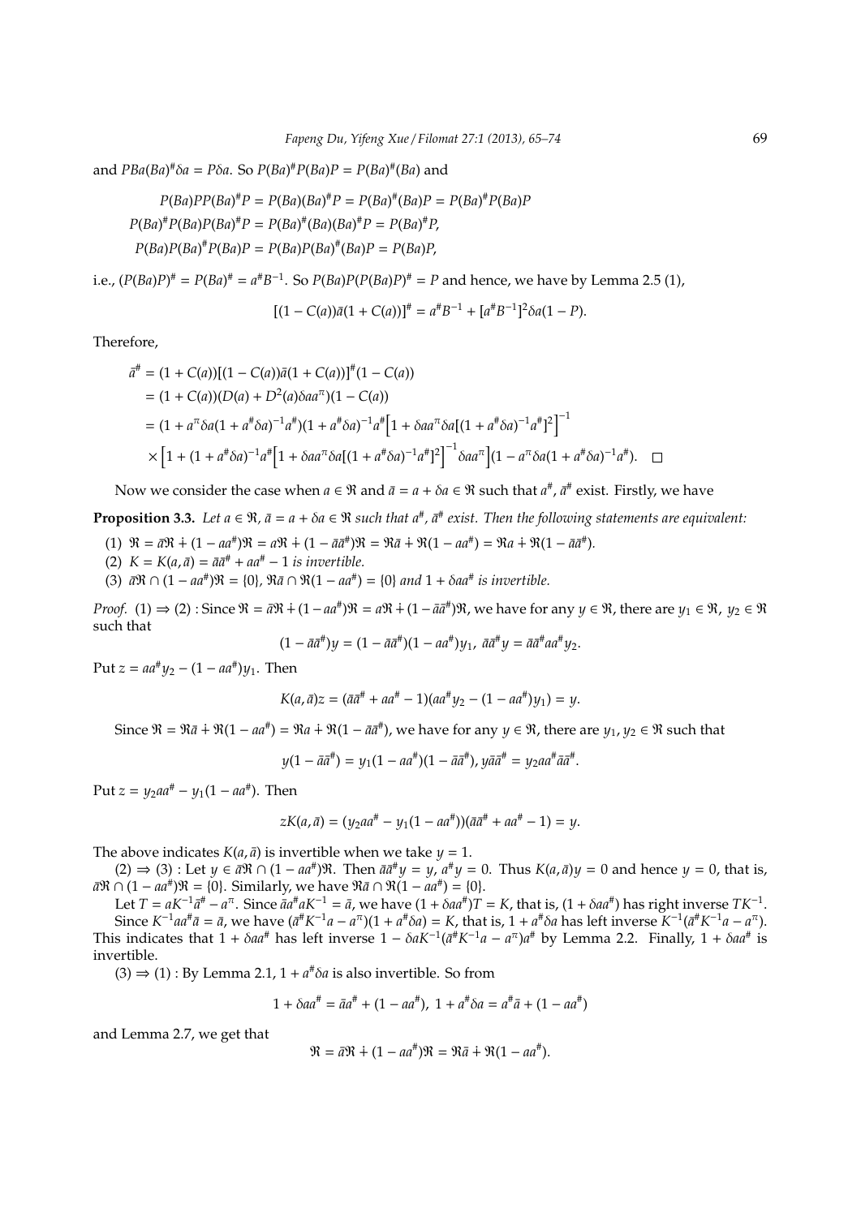and $PBa(Ba)^{\#}\delta a = P\delta a$. So $P(Ba)^{\#}P(Ba)P = P(Ba)^{\#}(Ba)$ and

$$
\begin{aligned}
P(Ba)PP(Ba)^{\#}P &= P(Ba)(Ba)^{\#}P = P(Ba)^{\#}(Ba)P = P(Ba)^{\#}P(Ba)P \\
P(Ba)^{\#}P(Ba)P(Ba)^{\#}P &= P(Ba)^{\#}(Ba)(Ba)^{\#}P = P(Ba)^{\#}P, \\
P(Ba)P(Ba)^{\#}P(Ba)P &= P(Ba)P(Ba)^{\#}(Ba)P = P(Ba)P,
\end{aligned}
$$

i.e., $(P(Ba)P)^{\#} = P(Ba)^{\#} = a^{\#}B^{-1}$. So $P(Ba)P(P(Ba)P)^{\#} = P$ and hence, we have by Lemma 2.5 (1),

$$
[(1 - C(a))\bar{a}(1 + C(a))]^{\#} = a^{\#}B^{-1} + [a^{\#}B^{-1}]^2\delta a(1 - P).
$$

Therefore,

$$
\begin{aligned}
\bar{a}^{\#} &= (1 + C(a))[(1 - C(a))\bar{a}(1 + C(a))]^{\#}(1 - C(a)) \\
&= (1 + C(a))(D(a) + D^2(a)\delta a a^{\pi})(1 - C(a)) \\
&= (1 + a^{\pi}\delta a(1 + a^{\#}\delta a)^{-1}a^{\#})(1 + a^{\#}\delta a)^{-1}a^{\#}\Big[1 + \delta a a^{\pi}\delta a[(1 + a^{\#}\delta a)^{-1}a^{\#}]^2\Big]^{-1} \\
&\quad \times \Big[1 + (1 + a^{\#}\delta a)^{-1}a^{\#}\Big[1 + \delta a a^{\pi}\delta a[(1 + a^{\#}\delta a)^{-1}a^{\#}]^2\Big]^{-1}\delta a a^{\pi}\Big](1 - a^{\pi}\delta a(1 + a^{\#}\delta a)^{-1}a^{\#}). \quad \square
\end{aligned}
$$

Now we consider the case when $a \in \mathfrak{R}$ and $\bar{a} = a + \delta a \in \mathfrak{R}$ such that $a^{\#}$, $\bar{a}^{\#}$ exist. Firstly, we have

**Proposition 3.3.** *Let $a \in \mathfrak{R}$, $\bar{a} = a + \delta a \in \mathfrak{R}$ such that $a^{\#}$, $\bar{a}^{\#}$ exist. Then the following statements are equivalent:*

(1) $\mathfrak{R} = \bar{a}\mathfrak{R} \dotplus (1 - aa^{\#})\mathfrak{R} = a\mathfrak{R} \dotplus (1 - \bar{a}\bar{a}^{\#})\mathfrak{R} = \mathfrak{R}\bar{a} \dotplus \mathfrak{R}(1 - aa^{\#}) = \mathfrak{R}a \dotplus \mathfrak{R}(1 - \bar{a}\bar{a}^{\#})$.

(2) $K = K(a, \bar{a}) = \bar{a}\bar{a}^{\#} + aa^{\#} - 1$ *is invertible.*

(3) $\bar{a}\mathfrak{R} \cap (1 - aa^{\#})\mathfrak{R} = \{0\}$, $\mathfrak{R}\bar{a} \cap \mathfrak{R}(1 - aa^{\#}) = \{0\}$ *and* $1 + \delta a a^{\#}$ *is invertible.*

*Proof.* (1) $\Rightarrow$ (2) : Since $\mathfrak{R} = \bar{a}\mathfrak{R} \dotplus (1 - aa^{\#})\mathfrak{R} = a\mathfrak{R} \dotplus (1 - \bar{a}\bar{a}^{\#})\mathfrak{R}$, we have for any $y \in \mathfrak{R}$, there are $y_1 \in \mathfrak{R}$, $y_2 \in \mathfrak{R}$ such that

$$
(1 - \bar{a}\bar{a}^{\#})y = (1 - \bar{a}\bar{a}^{\#})(1 - aa^{\#})y_1, \ \bar{a}\bar{a}^{\#}y = \bar{a}\bar{a}^{\#}aa^{\#}y_2.
$$

Put $z = aa^{\#}y_2 - (1 - aa^{\#})y_1$. Then

$$
K(a, \bar{a})z = (\bar{a}\bar{a}^{\#} + aa^{\#} - 1)(aa^{\#}y_2 - (1 - aa^{\#})y_1) = y.
$$

Since $\mathfrak{R} = \mathfrak{R}\bar{a} \dotplus \mathfrak{R}(1 - aa^{\#}) = \mathfrak{R}a \dotplus \mathfrak{R}(1 - \bar{a}\bar{a}^{\#})$, we have for any $y \in \mathfrak{R}$, there are $y_1, y_2 \in \mathfrak{R}$ such that

$$
y(1 - \bar{a}\bar{a}^{\#}) = y_1(1 - aa^{\#})(1 - \bar{a}\bar{a}^{\#}), \, y\bar{a}\bar{a}^{\#} = y_2aa^{\#}\bar{a}\bar{a}^{\#}.
$$

Put $z = y_2aa^{\#} - y_1(1 - aa^{\#})$. Then

$$
zK(a, \bar{a}) = (y_2aa^{\#} - y_1(1 - aa^{\#}))(\bar{a}\bar{a}^{\#} + aa^{\#} - 1) = y.
$$

The above indicates $K(a, \bar{a})$ is invertible when we take $y = 1$.

(2) $\Rightarrow$ (3) : Let $y \in \bar{a}\mathfrak{R} \cap (1 - aa^{\#})\mathfrak{R}$. Then $\bar{a}\bar{a}^{\#}y = y$, $a^{\#}y = 0$. Thus $K(a, \bar{a})y = 0$ and hence $y = 0$, that is, $\bar{a}\mathfrak{R} \cap (1 - aa^{\#})\mathfrak{R} = \{0\}$. Similarly, we have $\mathfrak{R}\bar{a} \cap \mathfrak{R}(1 - aa^{\#}) = \{0\}$.

Let $T = aK^{-1}\bar{a}^{\#} - a^{\pi}$. Since $\bar{a}a^{\#}aK^{-1} = \bar{a}$, we have $(1 + \delta aa^{\#})T = K$, that is, $(1 + \delta aa^{\#})$ has right inverse $TK^{-1}$.

Since $K^{-1}aa^{\#}\bar{a} = \bar{a}$, we have $(\bar{a}^{\#}K^{-1}a - a^{\pi})(1 + a^{\#}\delta a) = K$, that is, $1 + a^{\#}\delta a$ has left inverse $K^{-1}(\bar{a}^{\#}K^{-1}a - a^{\pi})$. This indicates that $1 + \delta aa^{\#}$ has left inverse $1 - \delta aK^{-1}(\bar{a}^{\#}K^{-1}a - a^{\pi})a^{\#}$ by Lemma 2.2. Finally, $1 + \delta aa^{\#}$ is invertible.

(3) $\Rightarrow$ (1) : By Lemma 2.1, $1 + a^{\#}\delta a$ is also invertible. So from

$$
1 + \delta aa^{\#} = \bar{a}a^{\#} + (1 - aa^{\#}), \ 1 + a^{\#}\delta a = a^{\#}\bar{a} + (1 - aa^{\#})
$$

and Lemma 2.7, we get that

$$
\mathfrak{R} = \bar{a}\mathfrak{R} \dotplus (1 - aa^{\#})\mathfrak{R} = \mathfrak{R}\bar{a} \dotplus \mathfrak{R}(1 - aa^{\#}).
$$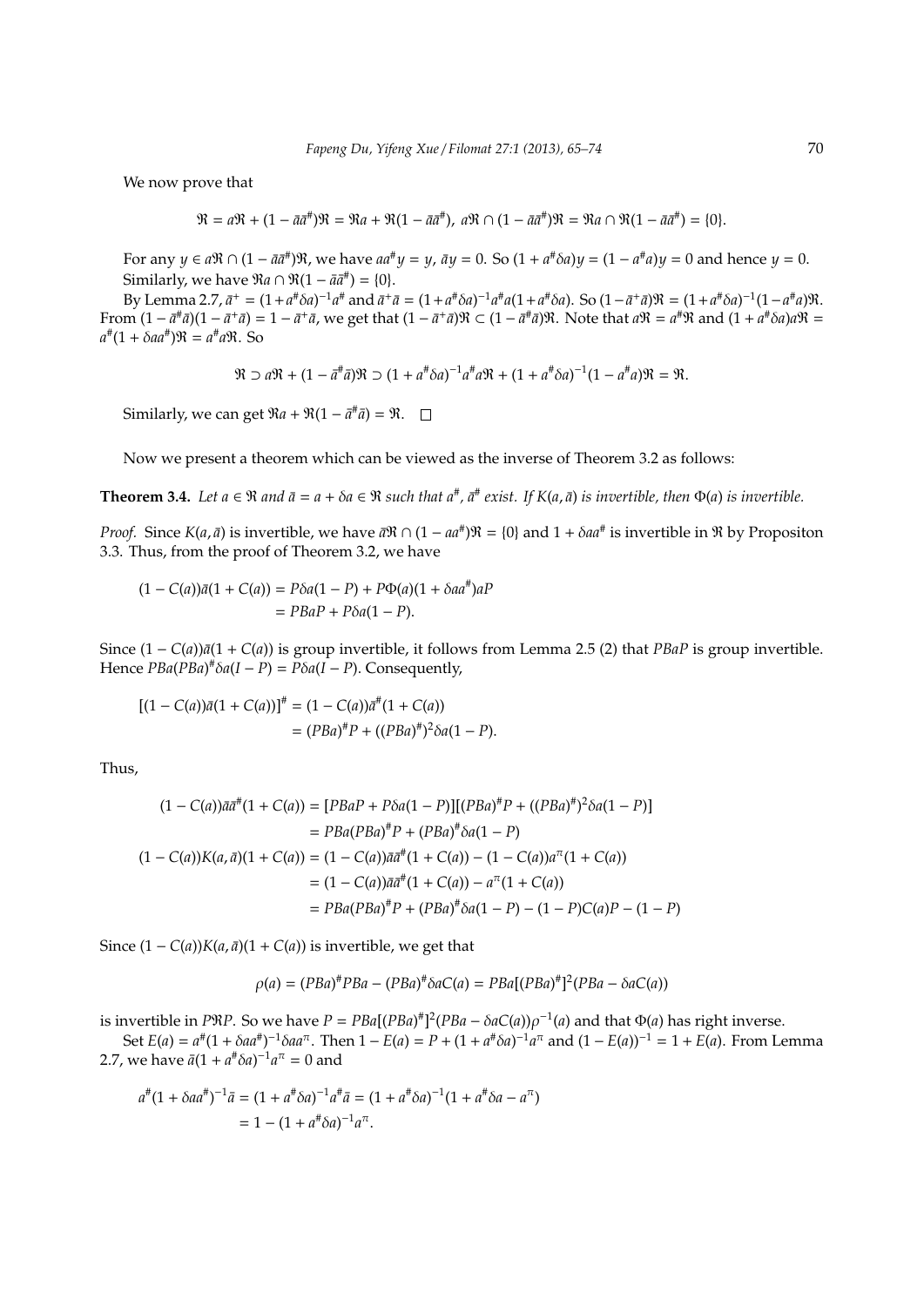We now prove that

$$\mathfrak{R} = a\mathfrak{R} + (1 - \bar{a}\bar{a}^{\#})\mathfrak{R} = \mathfrak{R}a + \mathfrak{R}(1 - \bar{a}\bar{a}^{\#}),\ a\mathfrak{R} \cap (1 - \bar{a}\bar{a}^{\#})\mathfrak{R} = \mathfrak{R}a \cap \mathfrak{R}(1 - \bar{a}\bar{a}^{\#}) = \{0\}.$$

For any $y \in a\mathfrak{R} \cap (1 - \bar{a}\bar{a}^{\#})\mathfrak{R}$, we have $aa^{\#}y = y$, $\bar{a}y = 0$. So $(1 + a^{\#}\delta a)y = (1 - a^{\#}a)y = 0$ and hence $y = 0$. Similarly, we have $\mathfrak{R}a \cap \mathfrak{R}(1 - \bar{a}\bar{a}^{\#}) = \{0\}$.

By Lemma 2.7, $\bar{a}^{+} = (1 + a^{\#}\delta a)^{-1}a^{\#}$ and $\bar{a}^{+}\bar{a} = (1 + a^{\#}\delta a)^{-1}a^{\#}a(1 + a^{\#}\delta a)$. So $(1 - \bar{a}^{+}\bar{a})\mathfrak{R} = (1 + a^{\#}\delta a)^{-1}(1 - a^{\#}a)\mathfrak{R}$. From $(1 - \bar{a}^{\#}\bar{a})(1 - \bar{a}^{+}\bar{a}) = 1 - \bar{a}^{+}\bar{a}$, we get that $(1 - \bar{a}^{+}\bar{a})\mathfrak{R} \subset (1 - \bar{a}^{\#}\bar{a})\mathfrak{R}$. Note that $a\mathfrak{R} = a^{\#}\mathfrak{R}$ and $(1 + a^{\#}\delta a)a\mathfrak{R} = a^{\#}(1 + \delta a a^{\#})\mathfrak{R} = a^{\#}a\mathfrak{R}$. So

$$\mathfrak{R} \supset a\mathfrak{R} + (1 - \bar{a}^{\#}\bar{a})\mathfrak{R} \supset (1 + a^{\#}\delta a)^{-1}a^{\#}a\mathfrak{R} + (1 + a^{\#}\delta a)^{-1}(1 - a^{\#}a)\mathfrak{R} = \mathfrak{R}.$$

Similarly, we can get $\mathfrak{R}a + \mathfrak{R}(1 - \bar{a}^{\#}\bar{a}) = \mathfrak{R}$. $\square$

Now we present a theorem which can be viewed as the inverse of Theorem 3.2 as follows:

**Theorem 3.4.** *Let $a \in \mathfrak{R}$ and $\bar{a} = a + \delta a \in \mathfrak{R}$ such that $a^{\#}$, $\bar{a}^{\#}$ exist. If $K(a, \bar{a})$ is invertible, then $\Phi(a)$ is invertible.*

*Proof.* Since $K(a, \bar{a})$ is invertible, we have $\bar{a}\mathfrak{R} \cap (1 - aa^{\#})\mathfrak{R} = \{0\}$ and $1 + \delta a a^{\#}$ is invertible in $\mathfrak{R}$ by Propositon 3.3. Thus, from the proof of Theorem 3.2, we have

$$\begin{aligned}(1 - C(a))\bar{a}(1 + C(a)) &= P\delta a(1 - P) + P\Phi(a)(1 + \delta a a^{\#})aP \\ &= PBaP + P\delta a(1 - P).\end{aligned}$$

Since $(1 - C(a))\bar{a}(1 + C(a))$ is group invertible, it follows from Lemma 2.5 (2) that $PBaP$ is group invertible. Hence $PBa(PBa)^{\#}\delta a(I - P) = P\delta a(I - P)$. Consequently,

$$\begin{aligned}[(1 - C(a))\bar{a}(1 + C(a))]^{\#} &= (1 - C(a))\bar{a}^{\#}(1 + C(a)) \\ &= (PBa)^{\#}P + ((PBa)^{\#})^{2}\delta a(1 - P).\end{aligned}$$

Thus,

$$\begin{aligned}(1 - C(a))\bar{a}\bar{a}^{\#}(1 + C(a)) &= [PBaP + P\delta a(1 - P)][(PBa)^{\#}P + ((PBa)^{\#})^{2}\delta a(1 - P)] \\ &= PBa(PBa)^{\#}P + (PBa)^{\#}\delta a(1 - P) \\ (1 - C(a))K(a, \bar{a})(1 + C(a)) &= (1 - C(a))\bar{a}\bar{a}^{\#}(1 + C(a)) - (1 - C(a))a^{\pi}(1 + C(a)) \\ &= (1 - C(a))\bar{a}\bar{a}^{\#}(1 + C(a)) - a^{\pi}(1 + C(a)) \\ &= PBa(PBa)^{\#}P + (PBa)^{\#}\delta a(1 - P) - (1 - P)C(a)P - (1 - P)\end{aligned}$$

Since $(1 - C(a))K(a, \bar{a})(1 + C(a))$ is invertible, we get that

$$\rho(a) = (PBa)^{\#}PBa - (PBa)^{\#}\delta a C(a) = PBa[(PBa)^{\#}]^{2}(PBa - \delta a C(a))$$

is invertible in $P\mathfrak{R}P$. So we have $P = PBa[(PBa)^{\#}]^{2}(PBa - \delta a C(a))\rho^{-1}(a)$ and that $\Phi(a)$ has right inverse.

Set $E(a) = a^{\#}(1 + \delta a a^{\#})^{-1}\delta a a^{\pi}$. Then $1 - E(a) = P + (1 + a^{\#}\delta a)^{-1}a^{\pi}$ and $(1 - E(a))^{-1} = 1 + E(a)$. From Lemma 2.7, we have $\bar{a}(1 + a^{\#}\delta a)^{-1}a^{\pi} = 0$ and

$$\begin{aligned}a^{\#}(1 + \delta a a^{\#})^{-1}\bar{a} &= (1 + a^{\#}\delta a)^{-1}a^{\#}\bar{a} = (1 + a^{\#}\delta a)^{-1}(1 + a^{\#}\delta a - a^{\pi}) \\ &= 1 - (1 + a^{\#}\delta a)^{-1}a^{\pi}.\end{aligned}$$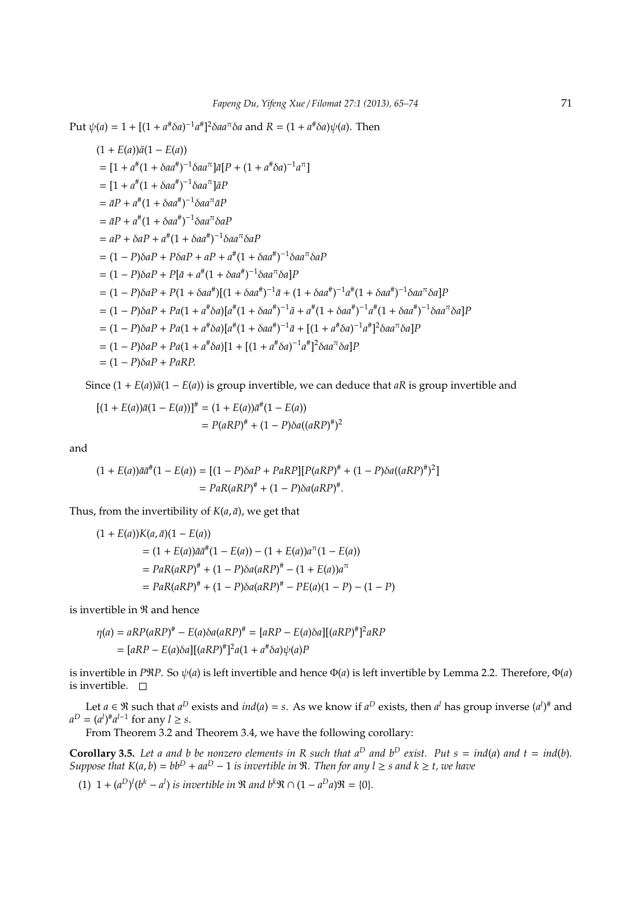Put $\psi(a) = 1 + [(1 + a^\# \delta a)^{-1} a^\#]^2 \delta a a^\pi \delta a$ and $R = (1 + a^\# \delta a)\psi(a)$. Then

$$
\begin{aligned}
&(1 + E(a))\bar{a}(1 - E(a)) \\
&= [1 + a^\#(1 + \delta a a^\#)^{-1} \delta a a^\pi]\bar{a}[P + (1 + a^\# \delta a)^{-1} a^\pi] \\
&= [1 + a^\#(1 + \delta a a^\#)^{-1} \delta a a^\pi]\bar{a}P \\
&= \bar{a}P + a^\#(1 + \delta a a^\#)^{-1} \delta a a^\pi \bar{a} P \\
&= \bar{a}P + a^\#(1 + \delta a a^\#)^{-1} \delta a a^\pi \delta a P \\
&= aP + \delta a P + a^\#(1 + \delta a a^\#)^{-1} \delta a a^\pi \delta a P \\
&= (1 - P)\delta a P + P \delta a P + aP + a^\#(1 + \delta a a^\#)^{-1} \delta a a^\pi \delta a P \\
&= (1 - P)\delta a P + P[\bar{a} + a^\#(1 + \delta a a^\#)^{-1} \delta a a^\pi \delta a]P \\
&= (1 - P)\delta a P + P(1 + \delta a a^\#)[(1 + \delta a a^\#)^{-1}\bar{a} + (1 + \delta a a^\#)^{-1} a^\#(1 + \delta a a^\#)^{-1} \delta a a^\pi \delta a]P \\
&= (1 - P)\delta a P + Pa(1 + a^\# \delta a)[a^\#(1 + \delta a a^\#)^{-1}\bar{a} + a^\#(1 + \delta a a^\#)^{-1} a^\#(1 + \delta a a^\#)^{-1} \delta a a^\pi \delta a]P \\
&= (1 - P)\delta a P + Pa(1 + a^\# \delta a)[a^\#(1 + \delta a a^\#)^{-1}\bar{a} + [(1 + a^\# \delta a)^{-1} a^\#]^2 \delta a a^\pi \delta a]P \\
&= (1 - P)\delta a P + Pa(1 + a^\# \delta a)[1 + [(1 + a^\# \delta a)^{-1} a^\#]^2 \delta a a^\pi \delta a]P \\
&= (1 - P)\delta a P + PaRP.
\end{aligned}
$$

Since $(1 + E(a))\bar{a}(1 - E(a))$ is group invertible, we can deduce that $aR$ is group invertible and

$$
\begin{aligned}
[(1 + E(a))\bar{a}(1 - E(a))]^\# &= (1 + E(a))\bar{a}^\#(1 - E(a)) \\
&= P(aRP)^\# + (1 - P)\delta a((aRP)^\#)^2
\end{aligned}
$$

and

$$
\begin{aligned}
(1 + E(a))\bar{a}\bar{a}^\#(1 - E(a)) &= [(1 - P)\delta a P + PaRP][P(aRP)^\# + (1 - P)\delta a((aRP)^\#)^2] \\
&= PaR(aRP)^\# + (1 - P)\delta a(aRP)^\#.
\end{aligned}
$$

Thus, from the invertibility of $K(a, \bar{a})$, we get that

$$
\begin{aligned}
&(1 + E(a))K(a, \bar{a})(1 - E(a)) \\
&\quad = (1 + E(a))\bar{a}\bar{a}^\#(1 - E(a)) - (1 + E(a))a^\pi(1 - E(a)) \\
&\quad = PaR(aRP)^\# + (1 - P)\delta a(aRP)^\# - (1 + E(a))a^\pi \\
&\quad = PaR(aRP)^\# + (1 - P)\delta a(aRP)^\# - PE(a)(1 - P) - (1 - P)
\end{aligned}
$$

is invertible in $\Re$ and hence

$$
\begin{aligned}
\eta(a) &= aRP(aRP)^\# - E(a)\delta a(aRP)^\# = [aRP - E(a)\delta a][(aRP)^\#]^2 aRP \\
&= [aRP - E(a)\delta a][(aRP)^\#]^2 a(1 + a^\# \delta a)\psi(a)P
\end{aligned}
$$

is invertible in $P\Re P$. So $\psi(a)$ is left invertible and hence $\Phi(a)$ is left invertible by Lemma 2.2. Therefore, $\Phi(a)$ is invertible. $\square$

Let $a \in \Re$ such that $a^D$ exists and $ind(a) = s$. As we know if $a^D$ exists, then $a^l$ has group inverse $(a^l)^\#$ and $a^D = (a^l)^\# a^{l-1}$ for any $l \geq s$.

From Theorem 3.2 and Theorem 3.4, we have the following corollary:

**Corollary 3.5.** *Let $a$ and $b$ be nonzero elements in $R$ such that $a^D$ and $b^D$ exist. Put $s = ind(a)$ and $t = ind(b)$. Suppose that $K(a, b) = bb^D + aa^D - 1$ is invertible in $\Re$. Then for any $l \geq s$ and $k \geq t$, we have*

(1) $1 + (a^D)^l(b^k - a^l)$ *is invertible in $\Re$ and $b^k\Re \cap (1 - a^D a)\Re = \{0\}$.*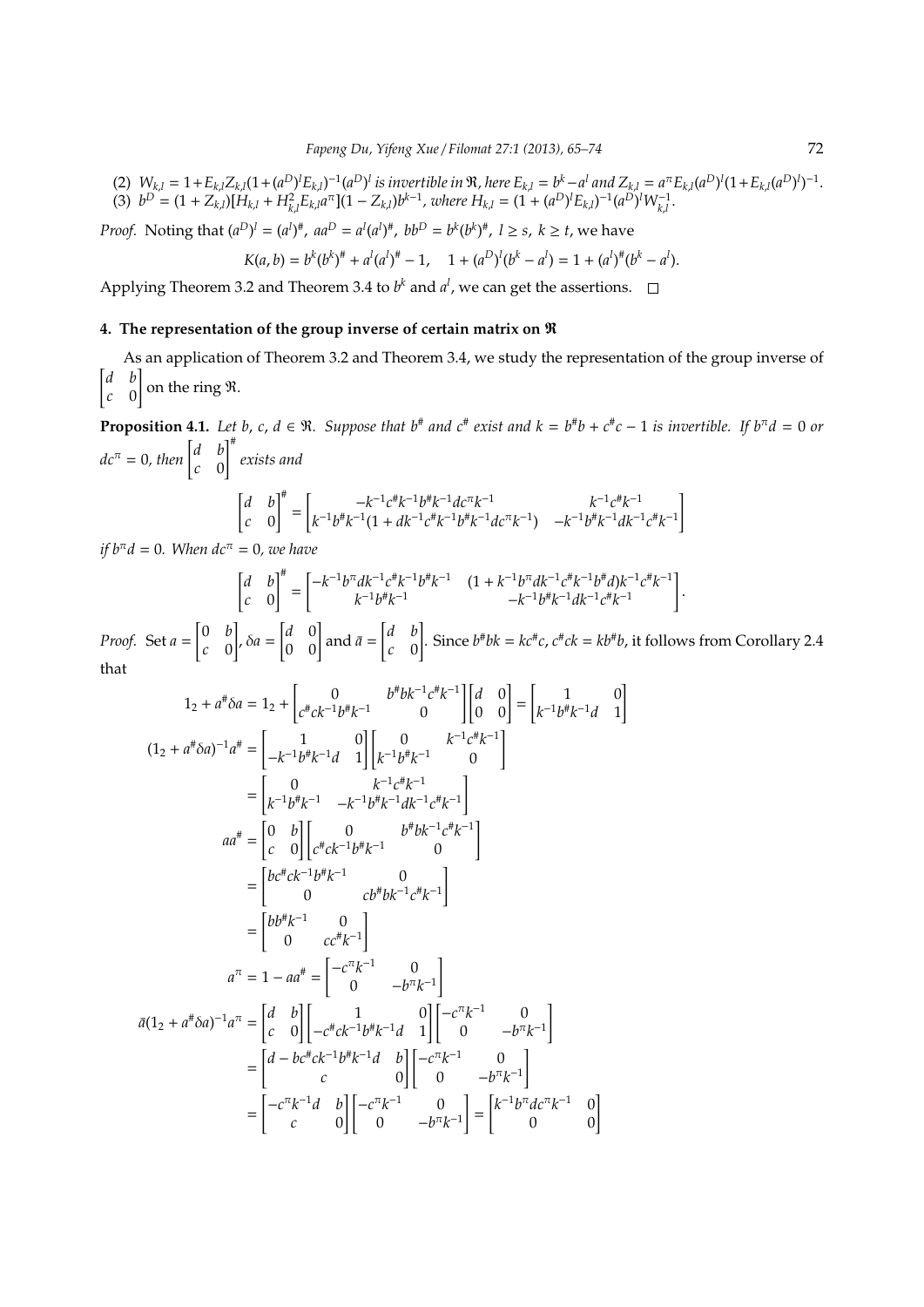(2) $W_{k,l} = 1+E_{k,l}Z_{k,l}(1+(a^D)^l E_{k,l})^{-1}(a^D)^l$ is invertible in $\mathfrak{R}$, here $E_{k,l} = b^k - a^l$ and $Z_{k,l} = a^\pi E_{k,l}(a^D)^l(1+E_{k,l}(a^D)^l)^{-1}$.
(3) $b^D = (1 + Z_{k,l})[H_{k,l} + H_{k,l}^2 E_{k,l} a^\pi](1 - Z_{k,l})b^{k-1}$, where $H_{k,l} = (1 + (a^D)^l E_{k,l})^{-1}(a^D)^l W_{k,l}^{-1}$.

*Proof.* Noting that $(a^D)^l = (a^l)^\#$, $aa^D = a^l(a^l)^\#$, $bb^D = b^k(b^k)^\#$, $l \geq s$, $k \geq t$, we have

$$K(a, b) = b^k(b^k)^\# + a^l(a^l)^\# - 1, \quad 1 + (a^D)^l(b^k - a^l) = 1 + (a^l)^\#(b^k - a^l).$$

Applying Theorem 3.2 and Theorem 3.4 to $b^k$ and $a^l$, we can get the assertions. □

## 4. The representation of the group inverse of certain matrix on $\mathfrak{R}$

As an application of Theorem 3.2 and Theorem 3.4, we study the representation of the group inverse of $\begin{bmatrix} d & b \\ c & 0 \end{bmatrix}$ on the ring $\mathfrak{R}$.

**Proposition 4.1.** *Let $b$, $c$, $d \in \mathfrak{R}$. Suppose that $b^\#$ and $c^\#$ exist and $k = b^\# b + c^\# c - 1$ is invertible. If $b^\pi d = 0$ or $dc^\pi = 0$, then $\begin{bmatrix} d & b \\ c & 0 \end{bmatrix}^\#$ exists and*

$$\begin{bmatrix} d & b \\ c & 0 \end{bmatrix}^\# = \begin{bmatrix} -k^{-1}c^\# k^{-1} b^\# k^{-1} dc^\pi k^{-1} & k^{-1}c^\# k^{-1} \\ k^{-1}b^\# k^{-1}(1 + dk^{-1}c^\# k^{-1}b^\# k^{-1}dc^\pi k^{-1}) & -k^{-1}b^\# k^{-1}dk^{-1}c^\# k^{-1} \end{bmatrix}$$

*if $b^\pi d = 0$. When $dc^\pi = 0$, we have*

$$\begin{bmatrix} d & b \\ c & 0 \end{bmatrix}^\# = \begin{bmatrix} -k^{-1}b^\pi dk^{-1}c^\# k^{-1}b^\# k^{-1} & (1 + k^{-1}b^\pi dk^{-1}c^\# k^{-1}b^\# d)k^{-1}c^\# k^{-1} \\ k^{-1}b^\# k^{-1} & -k^{-1}b^\# k^{-1}dk^{-1}c^\# k^{-1} \end{bmatrix}.$$

*Proof.* Set $a = \begin{bmatrix} 0 & b \\ c & 0 \end{bmatrix}$, $\delta a = \begin{bmatrix} d & 0 \\ 0 & 0 \end{bmatrix}$ and $\bar{a} = \begin{bmatrix} d & b \\ c & 0 \end{bmatrix}$. Since $b^\# bk = kc^\# c$, $c^\# ck = kb^\# b$, it follows from Corollary 2.4 that

$$\begin{aligned}
1_2 + a^\# \delta a &= 1_2 + \begin{bmatrix} 0 & b^\# bk^{-1}c^\# k^{-1} \\ c^\# ck^{-1}b^\# k^{-1} & 0 \end{bmatrix}\begin{bmatrix} d & 0 \\ 0 & 0 \end{bmatrix} = \begin{bmatrix} 1 & 0 \\ k^{-1}b^\# k^{-1}d & 1 \end{bmatrix} \\
(1_2 + a^\# \delta a)^{-1} a^\# &= \begin{bmatrix} 1 & 0 \\ -k^{-1}b^\# k^{-1}d & 1 \end{bmatrix}\begin{bmatrix} 0 & k^{-1}c^\# k^{-1} \\ k^{-1}b^\# k^{-1} & 0 \end{bmatrix} \\
&= \begin{bmatrix} 0 & k^{-1}c^\# k^{-1} \\ k^{-1}b^\# k^{-1} & -k^{-1}b^\# k^{-1}dk^{-1}c^\# k^{-1} \end{bmatrix} \\
aa^\# &= \begin{bmatrix} 0 & b \\ c & 0 \end{bmatrix}\begin{bmatrix} 0 & b^\# bk^{-1}c^\# k^{-1} \\ c^\# ck^{-1}b^\# k^{-1} & 0 \end{bmatrix} \\
&= \begin{bmatrix} bc^\# ck^{-1}b^\# k^{-1} & 0 \\ 0 & cb^\# bk^{-1}c^\# k^{-1} \end{bmatrix} \\
&= \begin{bmatrix} bb^\# k^{-1} & 0 \\ 0 & cc^\# k^{-1} \end{bmatrix} \\
a^\pi &= 1 - aa^\# = \begin{bmatrix} -c^\pi k^{-1} & 0 \\ 0 & -b^\pi k^{-1} \end{bmatrix} \\
\bar{a}(1_2 + a^\# \delta a)^{-1} a^\pi &= \begin{bmatrix} d & b \\ c & 0 \end{bmatrix}\begin{bmatrix} 1 & 0 \\ -c^\# ck^{-1}b^\# k^{-1}d & 1 \end{bmatrix}\begin{bmatrix} -c^\pi k^{-1} & 0 \\ 0 & -b^\pi k^{-1} \end{bmatrix} \\
&= \begin{bmatrix} d - bc^\# ck^{-1}b^\# k^{-1}d & b \\ c & 0 \end{bmatrix}\begin{bmatrix} -c^\pi k^{-1} & 0 \\ 0 & -b^\pi k^{-1} \end{bmatrix} \\
&= \begin{bmatrix} -c^\pi k^{-1}d & b \\ c & 0 \end{bmatrix}\begin{bmatrix} -c^\pi k^{-1} & 0 \\ 0 & -b^\pi k^{-1} \end{bmatrix} = \begin{bmatrix} k^{-1}b^\pi dc^\pi k^{-1} & 0 \\ 0 & 0 \end{bmatrix}
\end{aligned}$$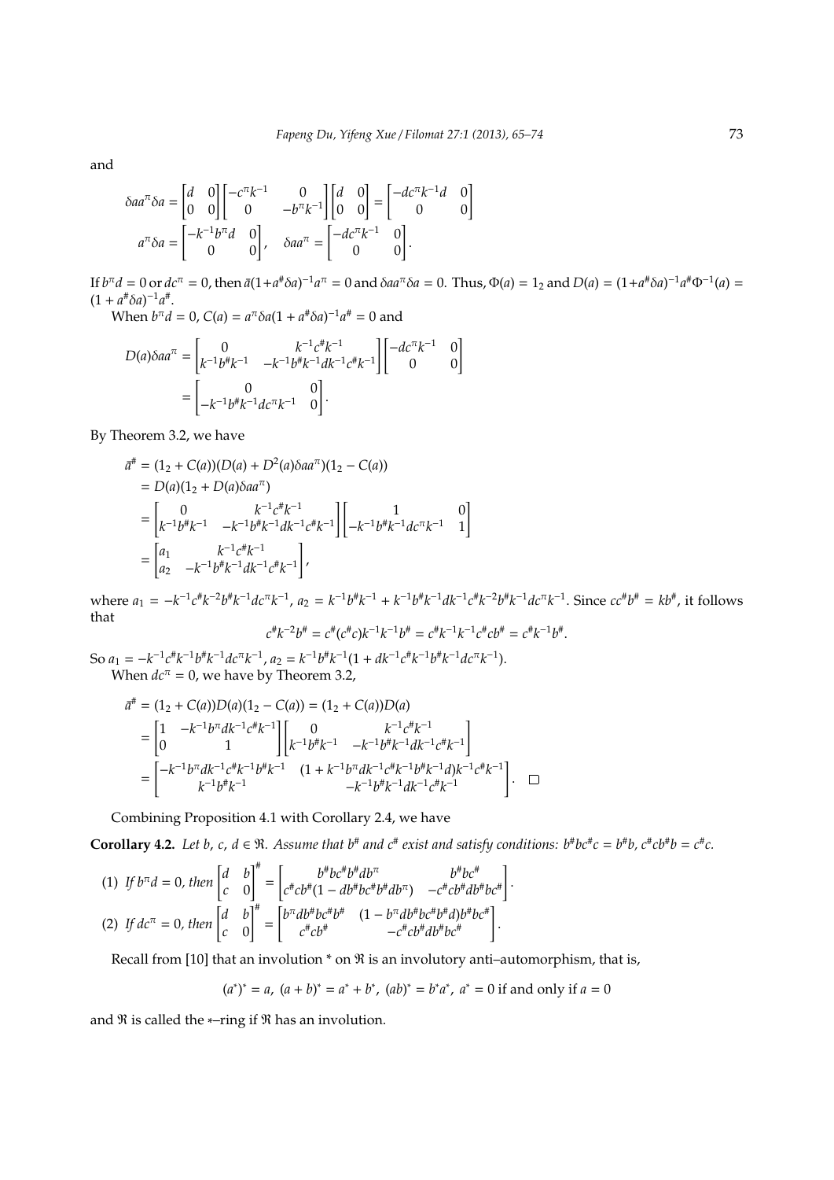and

$$\delta a a^{\pi} \delta a = \begin{bmatrix} d & 0 \\ 0 & 0 \end{bmatrix} \begin{bmatrix} -c^{\pi}k^{-1} & 0 \\ 0 & -b^{\pi}k^{-1} \end{bmatrix} \begin{bmatrix} d & 0 \\ 0 & 0 \end{bmatrix} = \begin{bmatrix} -dc^{\pi}k^{-1}d & 0 \\ 0 & 0 \end{bmatrix}$$

$$a^{\pi}\delta a = \begin{bmatrix} -k^{-1}b^{\pi}d & 0 \\ 0 & 0 \end{bmatrix}, \quad \delta a a^{\pi} = \begin{bmatrix} -dc^{\pi}k^{-1} & 0 \\ 0 & 0 \end{bmatrix}.$$

If $b^{\pi}d = 0$ or $dc^{\pi} = 0$, then $\bar{a}(1+a^{\#}\delta a)^{-1}a^{\pi} = 0$ and $\delta a a^{\pi}\delta a = 0$. Thus, $\Phi(a) = 1_2$ and $D(a) = (1+a^{\#}\delta a)^{-1}a^{\#}\Phi^{-1}(a) = (1+a^{\#}\delta a)^{-1}a^{\#}$.

When $b^{\pi}d = 0$, $C(a) = a^{\pi}\delta a(1+a^{\#}\delta a)^{-1}a^{\#} = 0$ and

$$D(a)\delta a a^{\pi} = \begin{bmatrix} 0 & k^{-1}c^{\#}k^{-1} \\ k^{-1}b^{\#}k^{-1} & -k^{-1}b^{\#}k^{-1}dk^{-1}c^{\#}k^{-1} \end{bmatrix} \begin{bmatrix} -dc^{\pi}k^{-1} & 0 \\ 0 & 0 \end{bmatrix}$$
$$= \begin{bmatrix} 0 & 0 \\ -k^{-1}b^{\#}k^{-1}dc^{\pi}k^{-1} & 0 \end{bmatrix}.$$

By Theorem 3.2, we have

$$\begin{aligned}
\bar{a}^{\#} &= (1_2 + C(a))(D(a) + D^2(a)\delta a a^{\pi})(1_2 - C(a)) \\
&= D(a)(1_2 + D(a)\delta a a^{\pi}) \\
&= \begin{bmatrix} 0 & k^{-1}c^{\#}k^{-1} \\ k^{-1}b^{\#}k^{-1} & -k^{-1}b^{\#}k^{-1}dk^{-1}c^{\#}k^{-1} \end{bmatrix} \begin{bmatrix} 1 & 0 \\ -k^{-1}b^{\#}k^{-1}dc^{\pi}k^{-1} & 1 \end{bmatrix} \\
&= \begin{bmatrix} a_1 & k^{-1}c^{\#}k^{-1} \\ a_2 & -k^{-1}b^{\#}k^{-1}dk^{-1}c^{\#}k^{-1} \end{bmatrix},
\end{aligned}$$

where $a_1 = -k^{-1}c^{\#}k^{-2}b^{\#}k^{-1}dc^{\pi}k^{-1}$, $a_2 = k^{-1}b^{\#}k^{-1} + k^{-1}b^{\#}k^{-1}dk^{-1}c^{\#}k^{-2}b^{\#}k^{-1}dc^{\pi}k^{-1}$. Since $cc^{\#}b^{\#} = kb^{\#}$, it follows that

$$c^{\#}k^{-2}b^{\#} = c^{\#}(c^{\#}c)k^{-1}k^{-1}b^{\#} = c^{\#}k^{-1}k^{-1}c^{\#}cb^{\#} = c^{\#}k^{-1}b^{\#}.$$

So $a_1 = -k^{-1}c^{\#}k^{-1}b^{\#}k^{-1}dc^{\pi}k^{-1}$, $a_2 = k^{-1}b^{\#}k^{-1}(1 + dk^{-1}c^{\#}k^{-1}b^{\#}k^{-1}dc^{\pi}k^{-1})$.

When $dc^{\pi} = 0$, we have by Theorem 3.2,

$$\begin{aligned}
\bar{a}^{\#} &= (1_2 + C(a))D(a)(1_2 - C(a)) = (1_2 + C(a))D(a) \\
&= \begin{bmatrix} 1 & -k^{-1}b^{\pi}dk^{-1}c^{\#}k^{-1} \\ 0 & 1 \end{bmatrix} \begin{bmatrix} 0 & k^{-1}c^{\#}k^{-1} \\ k^{-1}b^{\#}k^{-1} & -k^{-1}b^{\#}k^{-1}dk^{-1}c^{\#}k^{-1} \end{bmatrix} \\
&= \begin{bmatrix} -k^{-1}b^{\pi}dk^{-1}c^{\#}k^{-1}b^{\#}k^{-1} & (1 + k^{-1}b^{\pi}dk^{-1}c^{\#}k^{-1}b^{\#}k^{-1}d)k^{-1}c^{\#}k^{-1} \\ k^{-1}b^{\#}k^{-1} & -k^{-1}b^{\#}k^{-1}dk^{-1}c^{\#}k^{-1} \end{bmatrix}. \quad \square
\end{aligned}$$

Combining Proposition 4.1 with Corollary 2.4, we have

**Corollary 4.2.** *Let $b, c, d \in \mathfrak{R}$. Assume that $b^{\#}$ and $c^{\#}$ exist and satisfy conditions: $b^{\#}bc^{\#}c = b^{\#}b$, $c^{\#}cb^{\#}b = c^{\#}c$.*

(1) *If $b^{\pi}d = 0$, then* $\begin{bmatrix} d & b \\ c & 0 \end{bmatrix}^{\#} = \begin{bmatrix} b^{\#}bc^{\#}b^{\#}db^{\pi} & b^{\#}bc^{\#} \\ c^{\#}cb^{\#}(1 - db^{\#}bc^{\#}b^{\#}db^{\pi}) & -c^{\#}cb^{\#}db^{\#}bc^{\#} \end{bmatrix}.$

(2) *If $dc^{\pi} = 0$, then* $\begin{bmatrix} d & b \\ c & 0 \end{bmatrix}^{\#} = \begin{bmatrix} b^{\pi}db^{\#}bc^{\#}b^{\#} & (1 - b^{\pi}db^{\#}bc^{\#}b^{\#}d)b^{\#}bc^{\#} \\ c^{\#}cb^{\#} & -c^{\#}cb^{\#}db^{\#}bc^{\#} \end{bmatrix}.$

Recall from [10] that an involution * on $\mathfrak{R}$ is an involutory anti–automorphism, that is,

$$(a^*)^* = a, \ (a+b)^* = a^* + b^*, \ (ab)^* = b^*a^*, \ a^* = 0 \text{ if and only if } a = 0$$

and $\mathfrak{R}$ is called the $*$–ring if $\mathfrak{R}$ has an involution.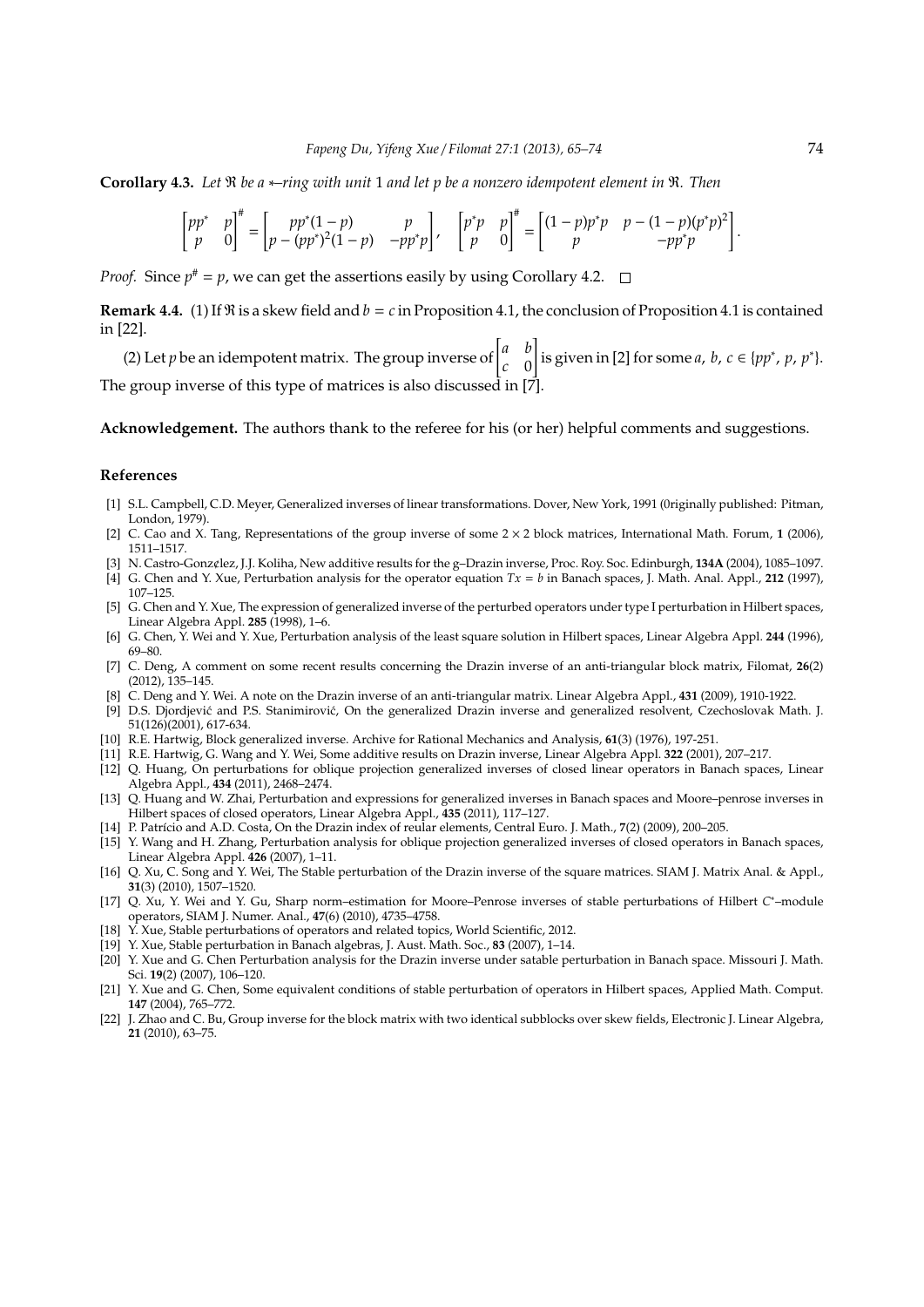**Corollary 4.3.** *Let $\mathfrak{R}$ be a $*$–ring with unit 1 and let $p$ be a nonzero idempotent element in $\mathfrak{R}$. Then*

$$\begin{bmatrix} pp^* & p \\ p & 0 \end{bmatrix}^{\#} = \begin{bmatrix} pp^*(1-p) & p \\ p-(pp^*)^2(1-p) & -pp^*p \end{bmatrix}, \quad \begin{bmatrix} p^*p & p \\ p & 0 \end{bmatrix}^{\#} = \begin{bmatrix} (1-p)p^*p & p-(1-p)(p^*p)^2 \\ p & -pp^*p \end{bmatrix}.$$

*Proof.* Since $p^{\#} = p$, we can get the assertions easily by using Corollary 4.2. $\square$

**Remark 4.4.** (1) If $\mathfrak{R}$ is a skew field and $b = c$ in Proposition 4.1, the conclusion of Proposition 4.1 is contained in [22].

(2) Let $p$ be an idempotent matrix. The group inverse of $\begin{bmatrix} a & b \\ c & 0 \end{bmatrix}$ is given in [2] for some $a$, $b$, $c \in \{pp^*, p, p^*\}$. The group inverse of this type of matrices is also discussed in [7].

**Acknowledgement.** The authors thank to the referee for his (or her) helpful comments and suggestions.

## References

[1] S.L. Campbell, C.D. Meyer, Generalized inverses of linear transformations. Dover, New York, 1991 (0riginally published: Pitman, London, 1979).

[2] C. Cao and X. Tang, Representations of the group inverse of some $2 \times 2$ block matrices, International Math. Forum, **1** (2006), 1511–1517.

[3] N. Castro-Gonz¢lez, J.J. Koliha, New additive results for the g–Drazin inverse, Proc. Roy. Soc. Edinburgh, **134A** (2004), 1085–1097.

[4] G. Chen and Y. Xue, Perturbation analysis for the operator equation $Tx = b$ in Banach spaces, J. Math. Anal. Appl., **212** (1997), 107–125.

[5] G. Chen and Y. Xue, The expression of generalized inverse of the perturbed operators under type I perturbation in Hilbert spaces, Linear Algebra Appl. **285** (1998), 1–6.

[6] G. Chen, Y. Wei and Y. Xue, Perturbation analysis of the least square solution in Hilbert spaces, Linear Algebra Appl. **244** (1996), 69–80.

[7] C. Deng, A comment on some recent results concerning the Drazin inverse of an anti-triangular block matrix, Filomat, **26**(2) (2012), 135–145.

[8] C. Deng and Y. Wei. A note on the Drazin inverse of an anti-triangular matrix. Linear Algebra Appl., **431** (2009), 1910-1922.

[9] D.S. Djordjević and P.S. Stanimirović, On the generalized Drazin inverse and generalized resolvent, Czechoslovak Math. J. 51(126)(2001), 617-634.

[10] R.E. Hartwig, Block generalized inverse. Archive for Rational Mechanics and Analysis, **61**(3) (1976), 197-251.

[11] R.E. Hartwig, G. Wang and Y. Wei, Some additive results on Drazin inverse, Linear Algebra Appl. **322** (2001), 207–217.

[12] Q. Huang, On perturbations for oblique projection generalized inverses of closed linear operators in Banach spaces, Linear Algebra Appl., **434** (2011), 2468–2474.

[13] Q. Huang and W. Zhai, Perturbation and expressions for generalized inverses in Banach spaces and Moore–penrose inverses in Hilbert spaces of closed operators, Linear Algebra Appl., **435** (2011), 117–127.

[14] P. Patrício and A.D. Costa, On the Drazin index of reular elements, Central Euro. J. Math., **7**(2) (2009), 200–205.

[15] Y. Wang and H. Zhang, Perturbation analysis for oblique projection generalized inverses of closed operators in Banach spaces, Linear Algebra Appl. **426** (2007), 1–11.

[16] Q. Xu, C. Song and Y. Wei, The Stable perturbation of the Drazin inverse of the square matrices. SIAM J. Matrix Anal. & Appl., **31**(3) (2010), 1507–1520.

[17] Q. Xu, Y. Wei and Y. Gu, Sharp norm–estimation for Moore–Penrose inverses of stable perturbations of Hilbert $C^*$–module operators, SIAM J. Numer. Anal., **47**(6) (2010), 4735–4758.

[18] Y. Xue, Stable perturbations of operators and related topics, World Scientific, 2012.

[19] Y. Xue, Stable perturbation in Banach algebras, J. Aust. Math. Soc., **83** (2007), 1–14.

[20] Y. Xue and G. Chen Perturbation analysis for the Drazin inverse under satable perturbation in Banach space. Missouri J. Math. Sci. **19**(2) (2007), 106–120.

[21] Y. Xue and G. Chen, Some equivalent conditions of stable perturbation of operators in Hilbert spaces, Applied Math. Comput. **147** (2004), 765–772.

[22] J. Zhao and C. Bu, Group inverse for the block matrix with two identical subblocks over skew fields, Electronic J. Linear Algebra, **21** (2010), 63–75.